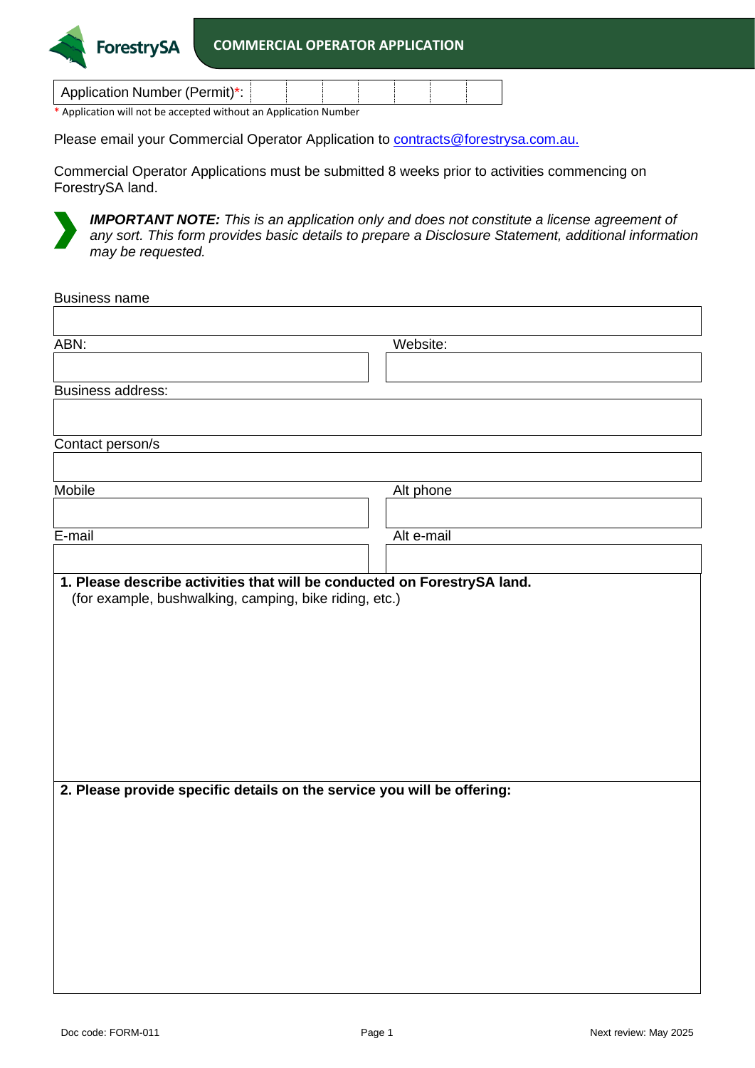# COMMERCIAL OPERATOR APPLICATION

| Application Number (Permit)*: | | | | | | | |
|---|---|---|---|---|---|---|---|

\* Application will not be accepted without an Application Number

Please email your Commercial Operator Application to contracts@forestrysa.com.au.

Commercial Operator Applications must be submitted 8 weeks prior to activities commencing on ForestrySA land.

***IMPORTANT NOTE:*** *This is an application only and does not constitute a license agreement of any sort. This form provides basic details to prepare a Disclosure Statement, additional information may be requested.*

Business name

ABN:

Website:

Business address:

Contact person/s

Mobile

Alt phone

E-mail

Alt e-mail

**1. Please describe activities that will be conducted on ForestrySA land.**
(for example, bushwalking, camping, bike riding, etc.)

**2. Please provide specific details on the service you will be offering:**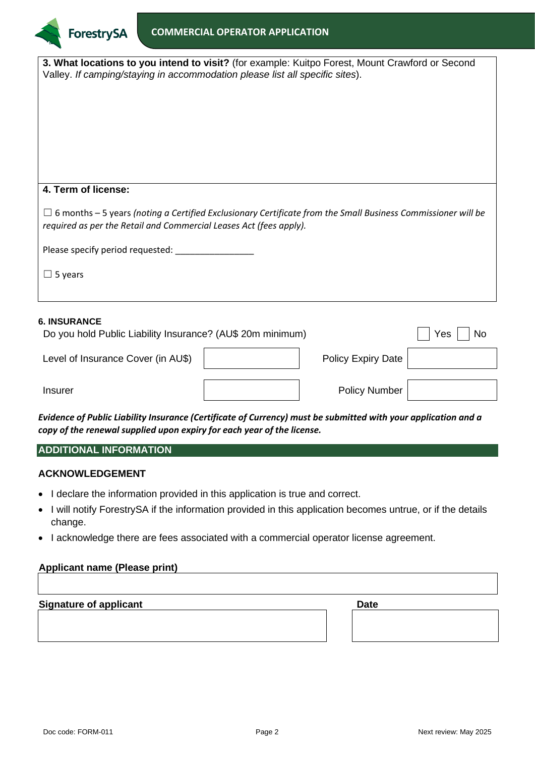**3. What locations to you intend to visit?** (for example: Kuitpo Forest, Mount Crawford or Second Valley. *If camping/staying in accommodation please list all specific sites*).

**4. Term of license:**

☐ 6 months – 5 years *(noting a Certified Exclusionary Certificate from the Small Business Commissioner will be required as per the Retail and Commercial Leases Act (fees apply).*

Please specify period requested: ________________

☐ 5 years

**6. INSURANCE**

Do you hold Public Liability Insurance? (AU$ 20m minimum) ☐ Yes ☐ No

| | | | |
|---|---|---|---|
| Level of Insurance Cover (in AU$) | | Policy Expiry Date | |
| Insurer | | Policy Number | |

***Evidence of Public Liability Insurance (Certificate of Currency) must be submitted with your application and a copy of the renewal supplied upon expiry for each year of the license.***

## ADDITIONAL INFORMATION

### ACKNOWLEDGEMENT

- I declare the information provided in this application is true and correct.
- I will notify ForestrySA if the information provided in this application becomes untrue, or if the details change.
- I acknowledge there are fees associated with a commercial operator license agreement.

**Applicant name (Please print)**

**Signature of applicant**

**Date**

Doc code: FORM-011

Next review: May 2025